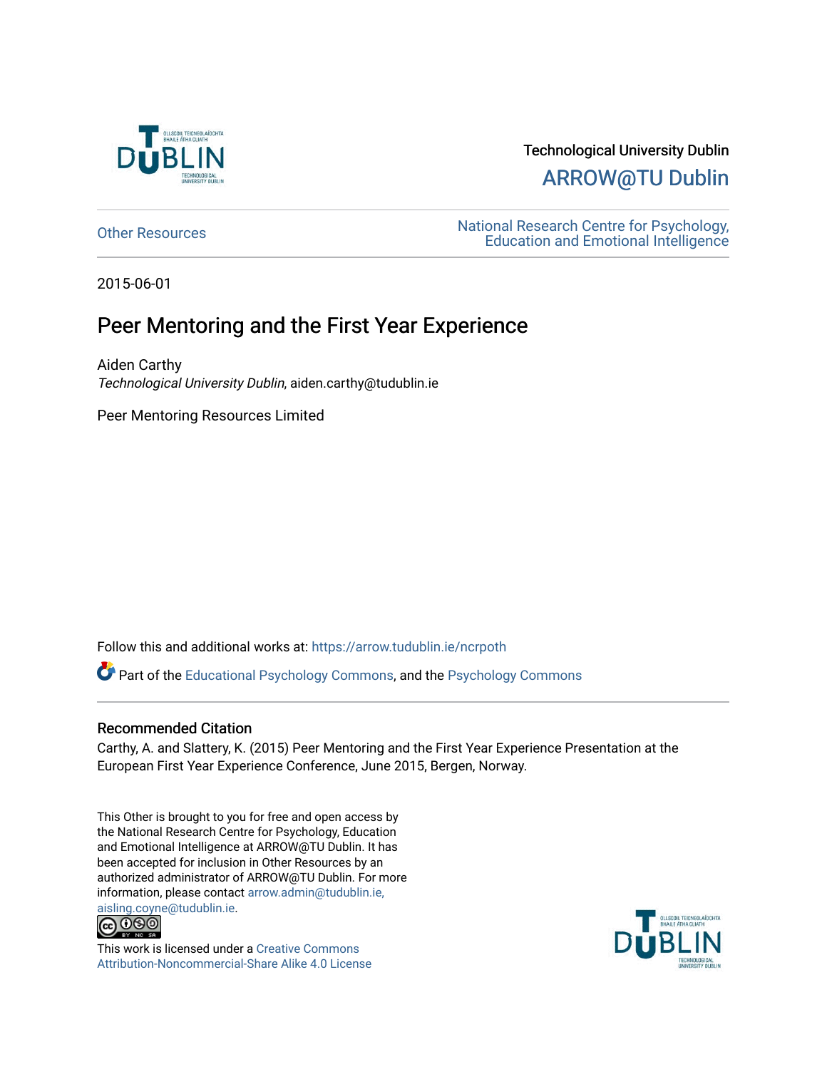Technological University Dublin

ARROW@TU Dublin

Other Resources

National Research Centre for Psychology, Education and Emotional Intelligence

2015-06-01

# Peer Mentoring and the First Year Experience

Aiden Carthy

*Technological University Dublin*, aiden.carthy@tudublin.ie

Peer Mentoring Resources Limited

Follow this and additional works at: https://arrow.tudublin.ie/ncrpoth

Part of the Educational Psychology Commons, and the Psychology Commons

## Recommended Citation

Carthy, A. and Slattery, K. (2015) Peer Mentoring and the First Year Experience Presentation at the European First Year Experience Conference, June 2015, Bergen, Norway.

This Other is brought to you for free and open access by the National Research Centre for Psychology, Education and Emotional Intelligence at ARROW@TU Dublin. It has been accepted for inclusion in Other Resources by an authorized administrator of ARROW@TU Dublin. For more information, please contact arrow.admin@tudublin.ie, aisling.coyne@tudublin.ie.

This work is licensed under a Creative Commons Attribution-Noncommercial-Share Alike 4.0 License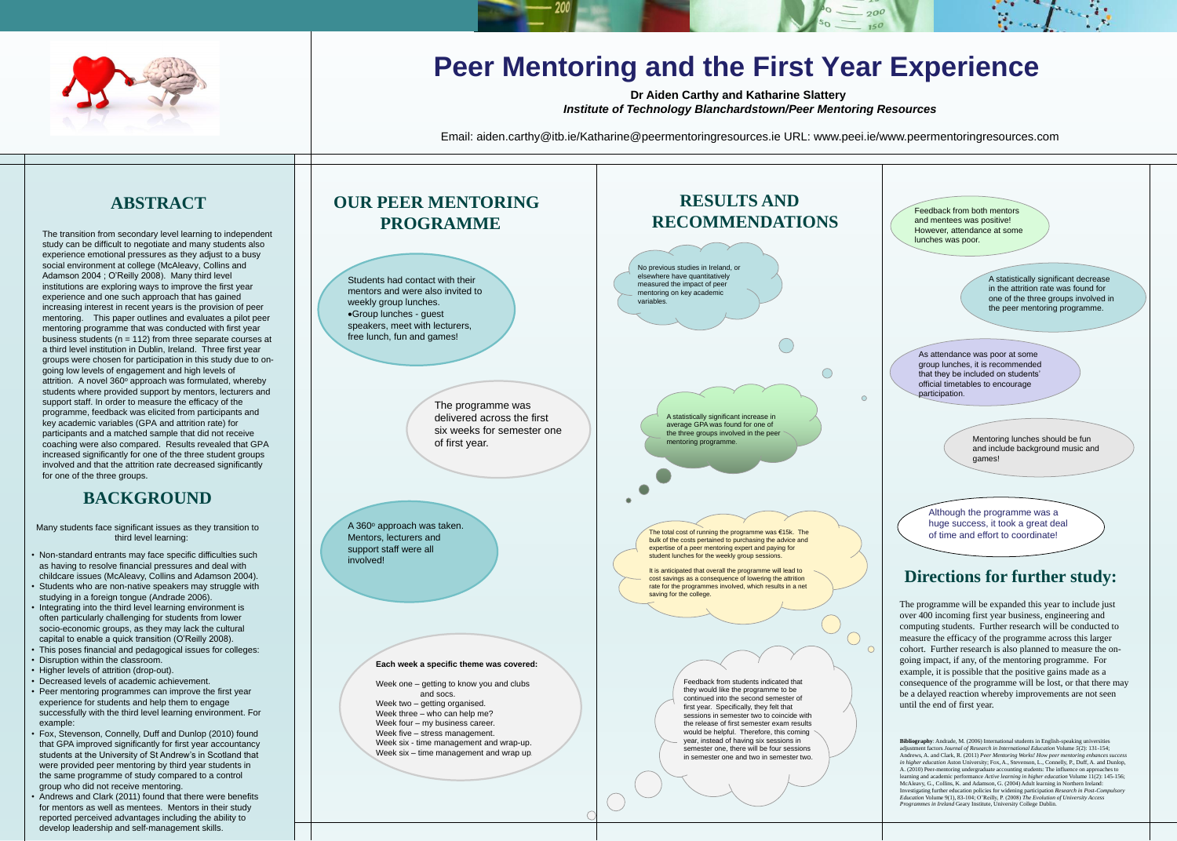# Peer Mentoring and the First Year Experience

**Dr Aiden Carthy and Katharine Slattery**

***Institute of Technology Blanchardstown/Peer Mentoring Resources***

Email: aiden.carthy@itb.ie/Katharine@peermentoringresources.ie URL: www.peei.ie/www.peermentoringresources.com

## ABSTRACT

The transition from secondary level learning to independent study can be difficult to negotiate and many students also experience emotional pressures as they adjust to a busy social environment at college (McAleavy, Collins and Adamson 2004 ; O'Reilly 2008). Many third level institutions are exploring ways to improve the first year experience and one such approach that has gained increasing interest in recent years is the provision of peer mentoring. This paper outlines and evaluates a pilot peer mentoring programme that was conducted with first year business students (n = 112) from three separate courses at a third level institution in Dublin, Ireland. Three first year groups were chosen for participation in this study due to on-going low levels of engagement and high levels of attrition. A novel 360° approach was formulated, whereby students where provided support by mentors, lecturers and support staff. In order to measure the efficacy of the programme, feedback was elicited from participants and key academic variables (GPA and attrition rate) for participants and a matched sample that did not receive coaching were also compared. Results revealed that GPA increased significantly for one of the three student groups involved and that the attrition rate decreased significantly for one of the three groups.

## BACKGROUND

Many students face significant issues as they transition to third level learning:

- Non-standard entrants may face specific difficulties such as having to resolve financial pressures and deal with childcare issues (McAleavy, Collins and Adamson 2004).
- Students who are non-native speakers may struggle with studying in a foreign tongue (Andrade 2006).
- Integrating into the third level learning environment is often particularly challenging for students from lower socio-economic groups, as they may lack the cultural capital to enable a quick transition (O'Reilly 2008).
- This poses financial and pedagogical issues for colleges:
- Disruption within the classroom.
- Higher levels of attrition (drop-out).
- Decreased levels of academic achievement.
- Peer mentoring programmes can improve the first year experience for students and help them to engage successfully with the third level learning environment. For example:
- Fox, Stevenson, Connelly, Duff and Dunlop (2010) found that GPA improved significantly for first year accountancy students at the University of St Andrew's in Scotland that were provided peer mentoring by third year students in the same programme of study compared to a control group who did not receive mentoring.
- Andrews and Clark (2011) found that there were benefits for mentors as well as mentees. Mentors in their study reported perceived advantages including the ability to develop leadership and self-management skills.

## OUR PEER MENTORING PROGRAMME

Students had contact with their mentors and were also invited to weekly group lunches.

- Group lunches - guest speakers, meet with lecturers, free lunch, fun and games!

The programme was delivered across the first six weeks for semester one of first year.

A 360° approach was taken. Mentors, lecturers and support staff were all involved!

**Each week a specific theme was covered:**

Week one – getting to know you and clubs and socs.
Week two – getting organised.
Week three – who can help me?
Week four – my business career.
Week five – stress management.
Week six - time management and wrap-up.
Week six – time management and wrap up.

## RESULTS AND RECOMMENDATIONS

No previous studies in Ireland, or elsewhere have quantitatively measured the impact of peer mentoring on key academic variables.

A statistically significant increase in average GPA was found for one of the three groups involved in the peer mentoring programme.

The total cost of running the programme was €15k. The bulk of the costs pertained to purchasing the advice and expertise of a peer mentoring expert and paying for student lunches for the weekly group sessions.

It is anticipated that overall the programme will lead to cost savings as a consequence of lowering the attrition rate for the programmes involved, which results in a net saving for the college.

Feedback from students indicated that they would like the programme to be continued into the second semester of first year. Specifically, they felt that sessions in semester two to coincide with the release of first semester exam results would be helpful. Therefore, this coming year, instead of having six sessions in semester one, there will be four sessions in semester one and two in semester two.

Feedback from both mentors and mentees was positive! However, attendance at some lunches was poor.

A statistically significant decrease in the attrition rate was found for one of the three groups involved in the peer mentoring programme.

As attendance was poor at some group lunches, it is recommended that they be included on students' official timetables to encourage participation.

Mentoring lunches should be fun and include background music and games!

Although the programme was a huge success, it took a great deal of time and effort to coordinate!

## Directions for further study:

The programme will be expanded this year to include just over 400 incoming first year business, engineering and computing students. Further research will be conducted to measure the efficacy of the programme across this larger cohort. Further research is also planned to measure the on-going impact, if any, of the mentoring programme. For example, it is possible that the positive gains made as a consequence of the programme will be lost, or that there may be a delayed reaction whereby improvements are not seen until the end of first year.

**Bibliography**: Andrade, M. (2006) International students in English-speaking universities adjustment factors *Journal of Research in International Education* Volume 5(2): 131-154; Andrews, A. and Clark, R. (2011) *Peer Mentoring Works! How peer mentoring enhances success in higher education* Aston University; Fox, A., Stevenson, L., Connelly, P., Duff, A. and Dunlop, A. (2010) Peer-mentoring undergraduate accounting students: The influence on approaches to learning and academic performance *Active learning in higher education* Volume 11(2): 145-156; McAleavy, G., Collins, K. and Adamson, G. (2004) Adult learning in Northern Ireland: Investigating further education policies for widening participation *Research in Post-Compulsory Education* Volume 9(1), 83-104; O'Reilly, P. (2008) *The Evolution of University Access Programmes in Ireland* Geary Institute, University College Dublin.